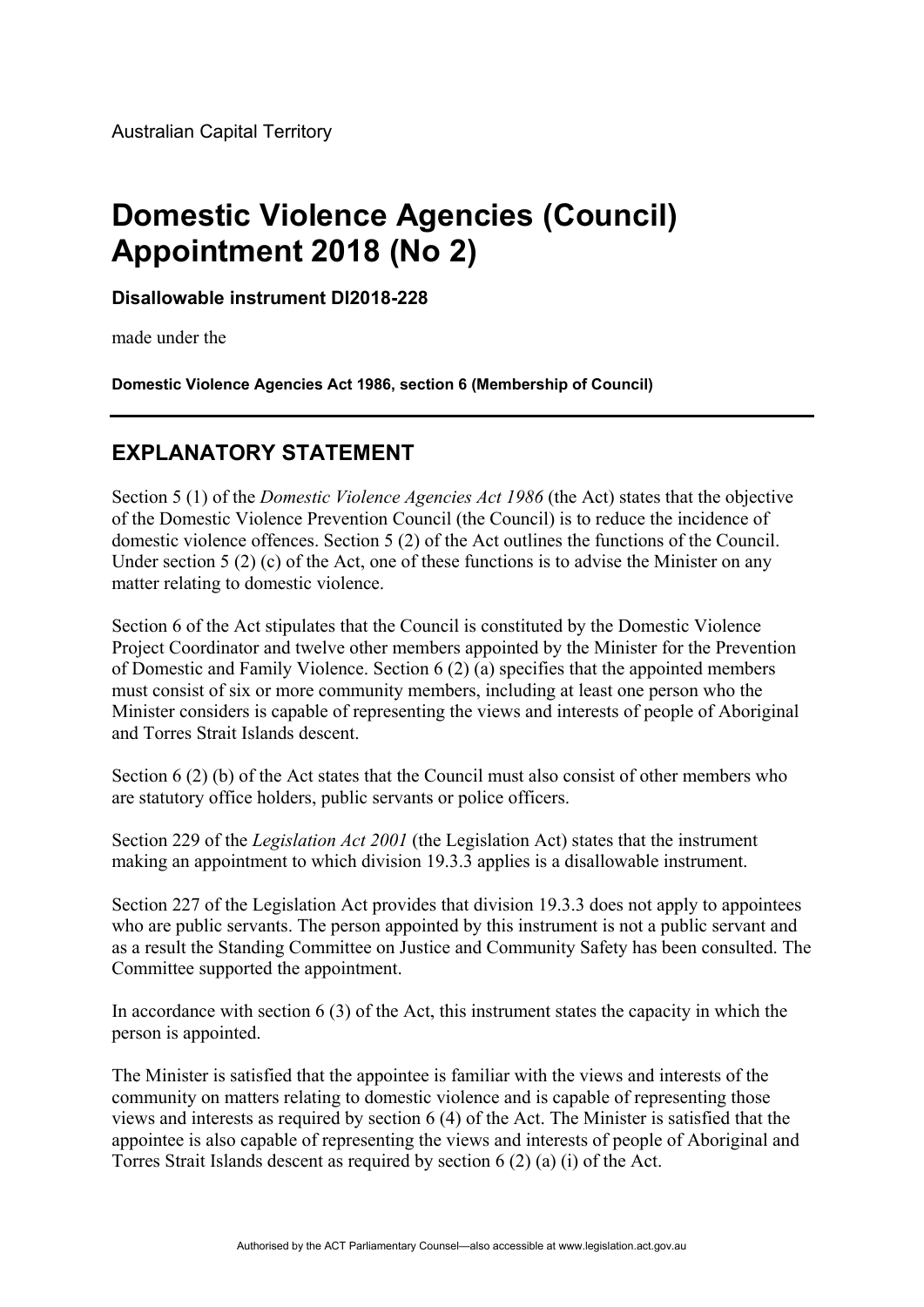Australian Capital Territory

# Domestic Violence Agencies (Council) Appointment 2018 (No 2)

**Disallowable instrument DI2018-228**

made under the

**Domestic Violence Agencies Act 1986, section 6 (Membership of Council)**

## EXPLANATORY STATEMENT

Section 5 (1) of the *Domestic Violence Agencies Act 1986* (the Act) states that the objective of the Domestic Violence Prevention Council (the Council) is to reduce the incidence of domestic violence offences. Section 5 (2) of the Act outlines the functions of the Council. Under section 5 (2) (c) of the Act, one of these functions is to advise the Minister on any matter relating to domestic violence.

Section 6 of the Act stipulates that the Council is constituted by the Domestic Violence Project Coordinator and twelve other members appointed by the Minister for the Prevention of Domestic and Family Violence. Section 6 (2) (a) specifies that the appointed members must consist of six or more community members, including at least one person who the Minister considers is capable of representing the views and interests of people of Aboriginal and Torres Strait Islands descent.

Section 6 (2) (b) of the Act states that the Council must also consist of other members who are statutory office holders, public servants or police officers.

Section 229 of the *Legislation Act 2001* (the Legislation Act) states that the instrument making an appointment to which division 19.3.3 applies is a disallowable instrument.

Section 227 of the Legislation Act provides that division 19.3.3 does not apply to appointees who are public servants. The person appointed by this instrument is not a public servant and as a result the Standing Committee on Justice and Community Safety has been consulted. The Committee supported the appointment.

In accordance with section 6 (3) of the Act, this instrument states the capacity in which the person is appointed.

The Minister is satisfied that the appointee is familiar with the views and interests of the community on matters relating to domestic violence and is capable of representing those views and interests as required by section 6 (4) of the Act. The Minister is satisfied that the appointee is also capable of representing the views and interests of people of Aboriginal and Torres Strait Islands descent as required by section 6 (2) (a) (i) of the Act.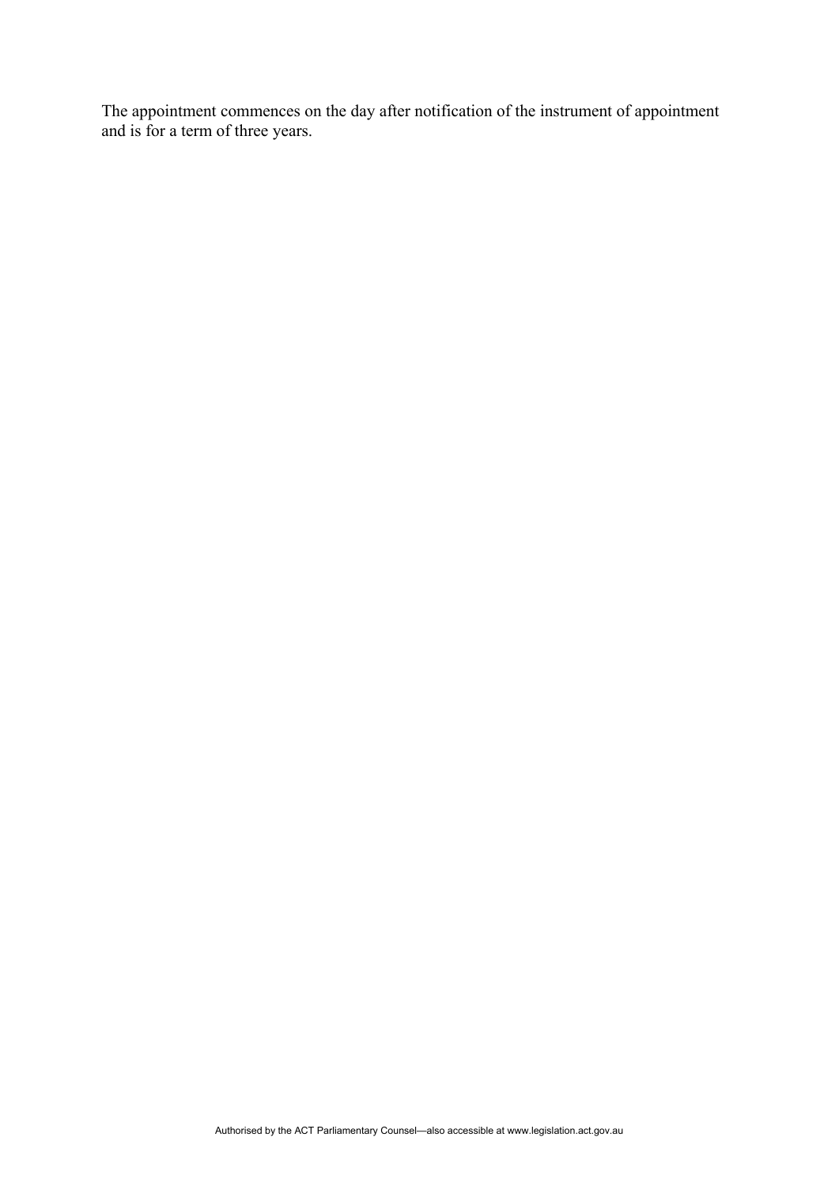The appointment commences on the day after notification of the instrument of appointment and is for a term of three years.